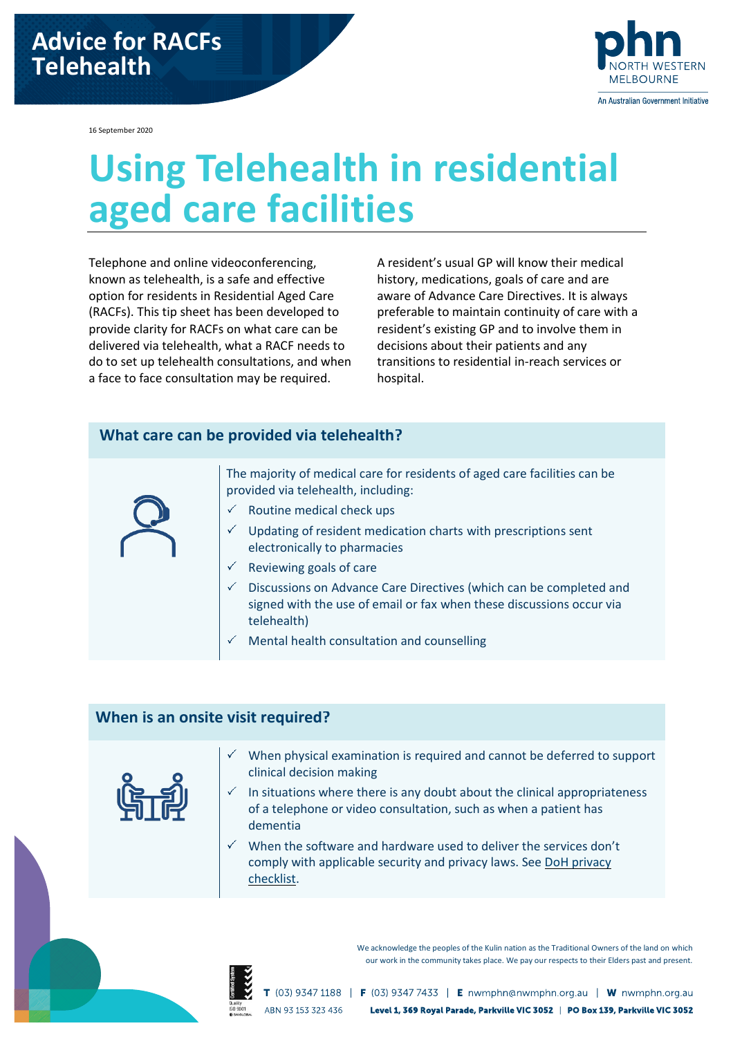Advice for RACFs
Telehealth

16 September 2020

# Using Telehealth in residential aged care facilities

Telephone and online videoconferencing, known as telehealth, is a safe and effective option for residents in Residential Aged Care (RACFs). This tip sheet has been developed to provide clarity for RACFs on what care can be delivered via telehealth, what a RACF needs to do to set up telehealth consultations, and when a face to face consultation may be required.

A resident's usual GP will know their medical history, medications, goals of care and are aware of Advance Care Directives. It is always preferable to maintain continuity of care with a resident's existing GP and to involve them in decisions about their patients and any transitions to residential in-reach services or hospital.

## What care can be provided via telehealth?

The majority of medical care for residents of aged care facilities can be provided via telehealth, including:

- ✓ Routine medical check ups
- ✓ Updating of resident medication charts with prescriptions sent electronically to pharmacies
- ✓ Reviewing goals of care
- ✓ Discussions on Advance Care Directives (which can be completed and signed with the use of email or fax when these discussions occur via telehealth)
- ✓ Mental health consultation and counselling

## When is an onsite visit required?

- ✓ When physical examination is required and cannot be deferred to support clinical decision making
- ✓ In situations where there is any doubt about the clinical appropriateness of a telephone or video consultation, such as when a patient has dementia
- ✓ When the software and hardware used to deliver the services don't comply with applicable security and privacy laws. See DoH privacy checklist.

We acknowledge the peoples of the Kulin nation as the Traditional Owners of the land on which our work in the community takes place. We pay our respects to their Elders past and present.

T (03) 9347 1188 | F (03) 9347 7433 | E nwmphn@nwmphn.org.au | W nwmphn.org.au
ABN 93 153 323 436 Level 1, 369 Royal Parade, Parkville VIC 3052 | PO Box 139, Parkville VIC 3052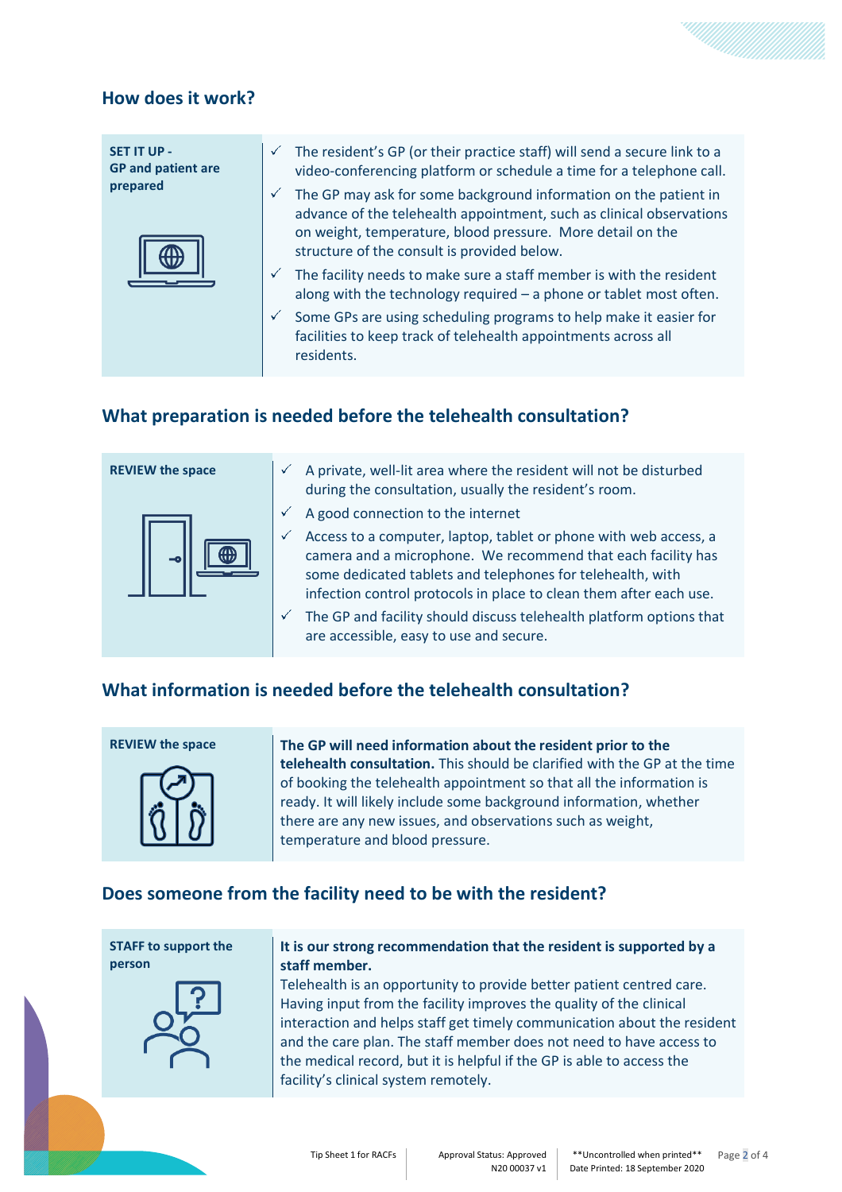## How does it work?

**SET IT UP - GP and patient are prepared**

- ✓ The resident's GP (or their practice staff) will send a secure link to a video-conferencing platform or schedule a time for a telephone call.
- ✓ The GP may ask for some background information on the patient in advance of the telehealth appointment, such as clinical observations on weight, temperature, blood pressure. More detail on the structure of the consult is provided below.
- ✓ The facility needs to make sure a staff member is with the resident along with the technology required – a phone or tablet most often.
- ✓ Some GPs are using scheduling programs to help make it easier for facilities to keep track of telehealth appointments across all residents.

## What preparation is needed before the telehealth consultation?

**REVIEW the space**

- ✓ A private, well-lit area where the resident will not be disturbed during the consultation, usually the resident's room.
- ✓ A good connection to the internet
- ✓ Access to a computer, laptop, tablet or phone with web access, a camera and a microphone. We recommend that each facility has some dedicated tablets and telephones for telehealth, with infection control protocols in place to clean them after each use.
- ✓ The GP and facility should discuss telehealth platform options that are accessible, easy to use and secure.

## What information is needed before the telehealth consultation?

**REVIEW the space**

**The GP will need information about the resident prior to the telehealth consultation.** This should be clarified with the GP at the time of booking the telehealth appointment so that all the information is ready. It will likely include some background information, whether there are any new issues, and observations such as weight, temperature and blood pressure.

## Does someone from the facility need to be with the resident?

**STAFF to support the person**

**It is our strong recommendation that the resident is supported by a staff member.**
Telehealth is an opportunity to provide better patient centred care. Having input from the facility improves the quality of the clinical interaction and helps staff get timely communication about the resident and the care plan. The staff member does not need to have access to the medical record, but it is helpful if the GP is able to access the facility's clinical system remotely.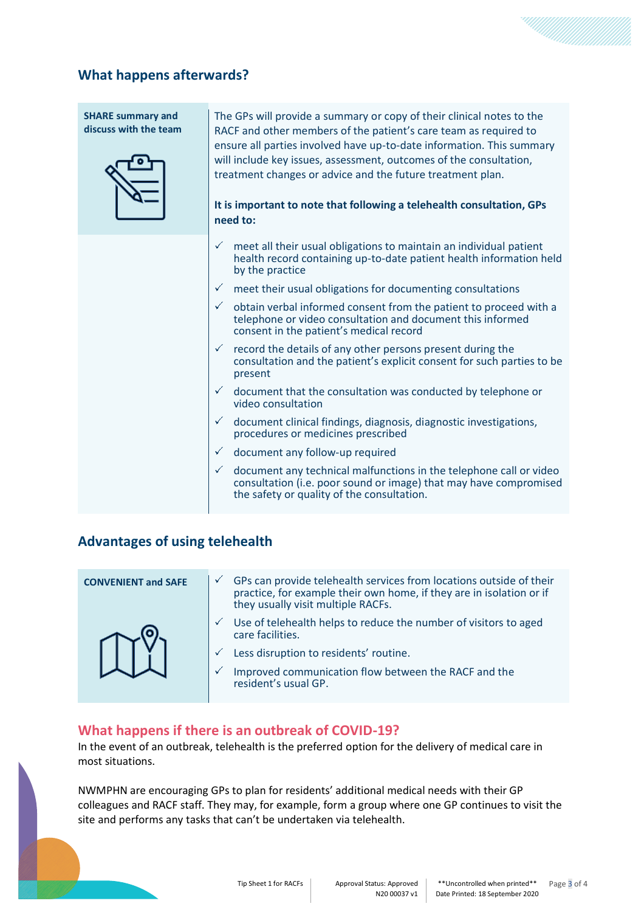## What happens afterwards?

**SHARE summary and discuss with the team**

The GPs will provide a summary or copy of their clinical notes to the RACF and other members of the patient's care team as required to ensure all parties involved have up-to-date information. This summary will include key issues, assessment, outcomes of the consultation, treatment changes or advice and the future treatment plan.

**It is important to note that following a telehealth consultation, GPs need to:**

- ✓ meet all their usual obligations to maintain an individual patient health record containing up-to-date patient health information held by the practice
- ✓ meet their usual obligations for documenting consultations
- ✓ obtain verbal informed consent from the patient to proceed with a telephone or video consultation and document this informed consent in the patient's medical record
- ✓ record the details of any other persons present during the consultation and the patient's explicit consent for such parties to be present
- ✓ document that the consultation was conducted by telephone or video consultation
- ✓ document clinical findings, diagnosis, diagnostic investigations, procedures or medicines prescribed
- ✓ document any follow-up required
- ✓ document any technical malfunctions in the telephone call or video consultation (i.e. poor sound or image) that may have compromised the safety or quality of the consultation.

## Advantages of using telehealth

**CONVENIENT and SAFE**

- ✓ GPs can provide telehealth services from locations outside of their practice, for example their own home, if they are in isolation or if they usually visit multiple RACFs.
- ✓ Use of telehealth helps to reduce the number of visitors to aged care facilities.
- ✓ Less disruption to residents' routine.
- ✓ Improved communication flow between the RACF and the resident's usual GP.

## What happens if there is an outbreak of COVID-19?

In the event of an outbreak, telehealth is the preferred option for the delivery of medical care in most situations.

NWMPHN are encouraging GPs to plan for residents' additional medical needs with their GP colleagues and RACF staff. They may, for example, form a group where one GP continues to visit the site and performs any tasks that can't be undertaken via telehealth.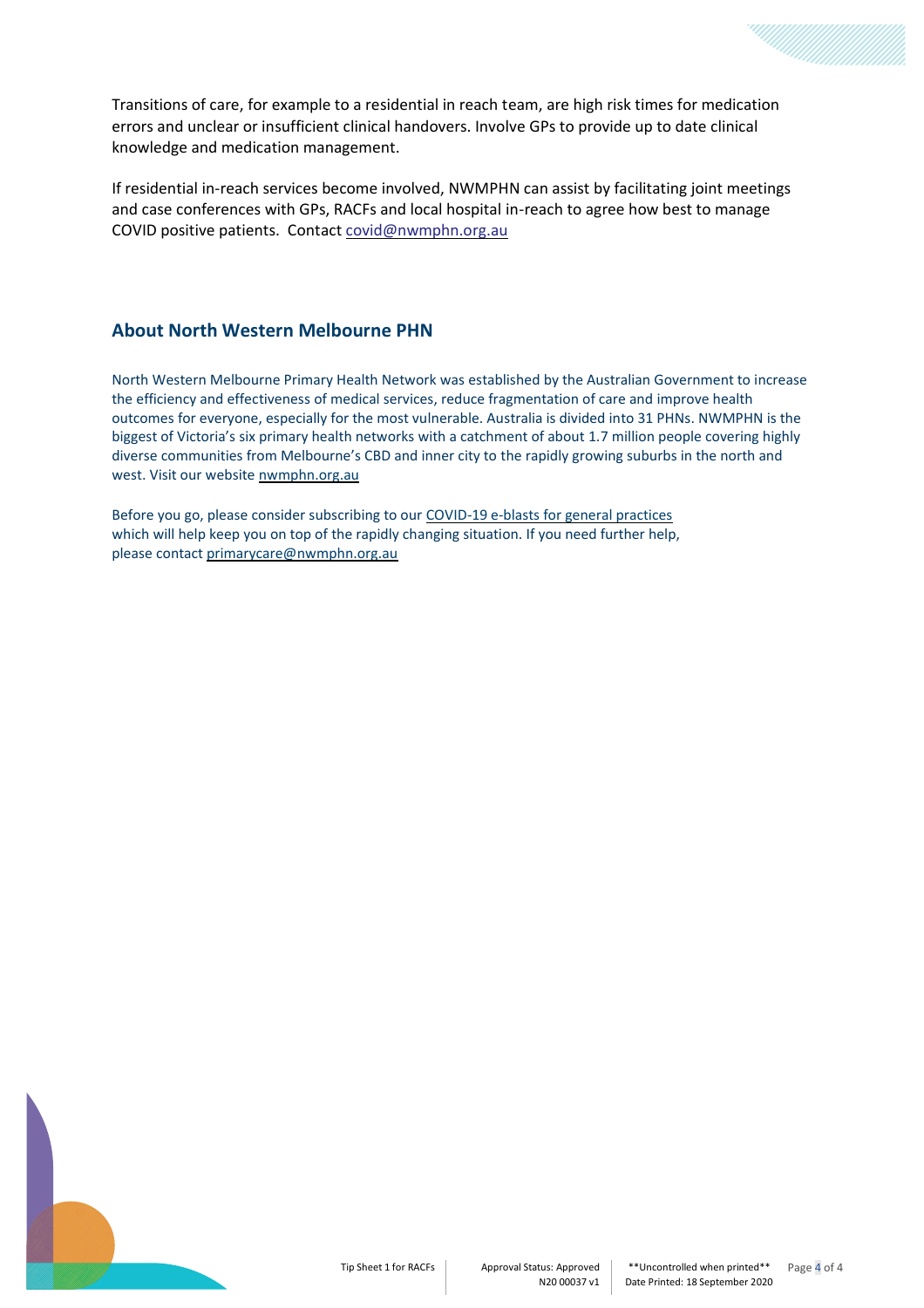Transitions of care, for example to a residential in reach team, are high risk times for medication errors and unclear or insufficient clinical handovers. Involve GPs to provide up to date clinical knowledge and medication management.

If residential in-reach services become involved, NWMPHN can assist by facilitating joint meetings and case conferences with GPs, RACFs and local hospital in-reach to agree how best to manage COVID positive patients. Contact covid@nwmphn.org.au

## About North Western Melbourne PHN

North Western Melbourne Primary Health Network was established by the Australian Government to increase the efficiency and effectiveness of medical services, reduce fragmentation of care and improve health outcomes for everyone, especially for the most vulnerable. Australia is divided into 31 PHNs. NWMPHN is the biggest of Victoria's six primary health networks with a catchment of about 1.7 million people covering highly diverse communities from Melbourne's CBD and inner city to the rapidly growing suburbs in the north and west. Visit our website nwmphn.org.au

Before you go, please consider subscribing to our COVID-19 e-blasts for general practices which will help keep you on top of the rapidly changing situation. If you need further help, please contact primarycare@nwmphn.org.au